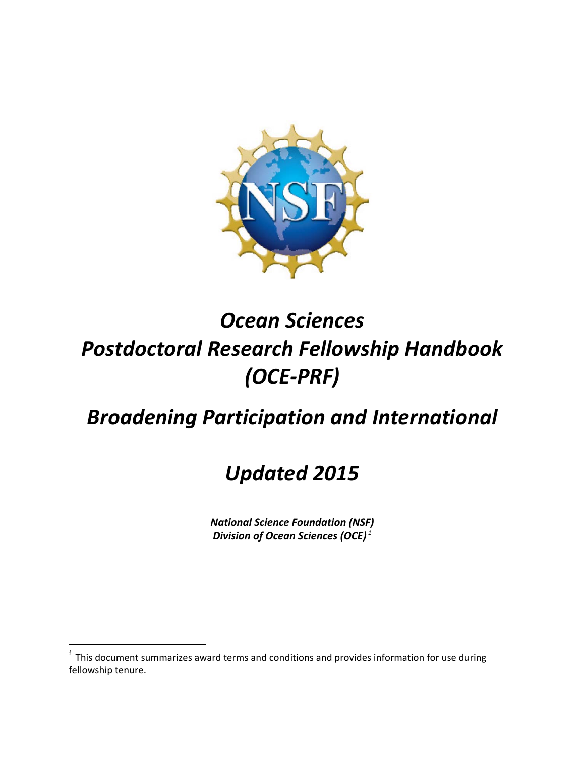# *Ocean Sciences Postdoctoral Research Fellowship Handbook (OCE-PRF)*

## *Broadening Participation and International*

## *Updated 2015*

***National Science Foundation (NSF)***
***Division of Ocean Sciences (OCE)***[1]

---

[1] This document summarizes award terms and conditions and provides information for use during fellowship tenure.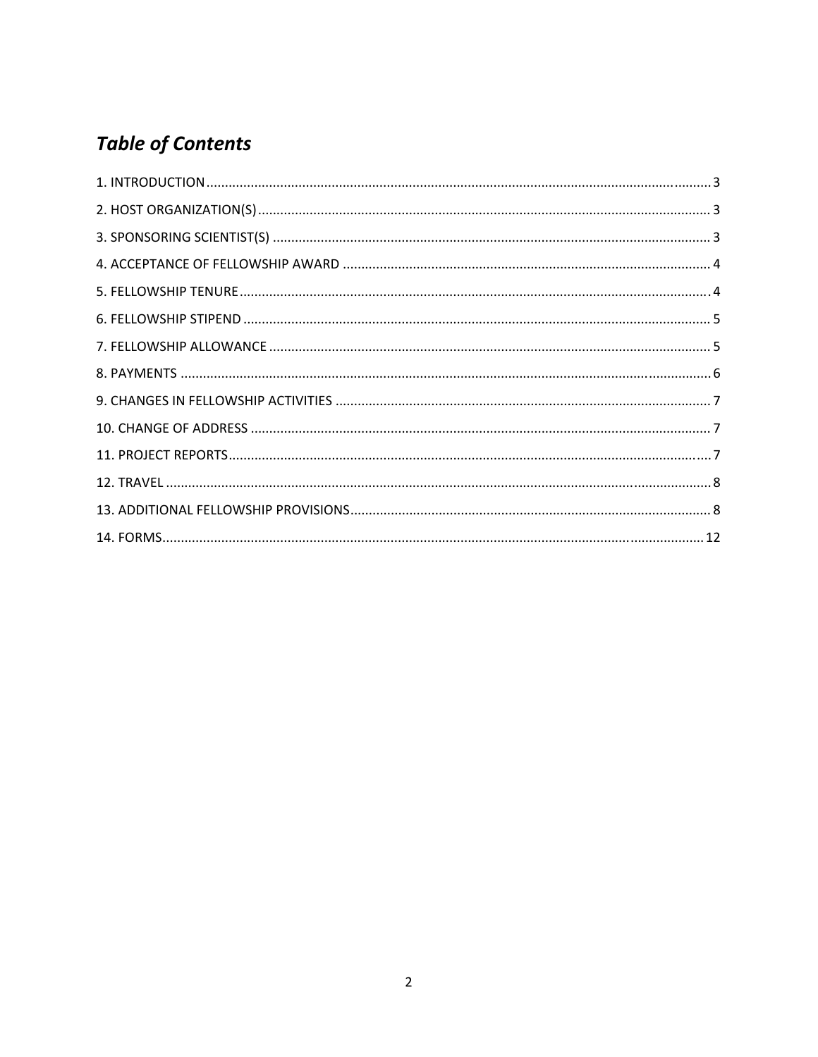## *Table of Contents*

1. INTRODUCTION ........................................ 3
2. HOST ORGANIZATION(S) ........................................ 3
3. SPONSORING SCIENTIST(S) ........................................ 3
4. ACCEPTANCE OF FELLOWSHIP AWARD ........................................ 4
5. FELLOWSHIP TENURE ........................................ 4
6. FELLOWSHIP STIPEND ........................................ 5
7. FELLOWSHIP ALLOWANCE ........................................ 5
8. PAYMENTS ........................................ 6
9. CHANGES IN FELLOWSHIP ACTIVITIES ........................................ 7
10. CHANGE OF ADDRESS ........................................ 7
11. PROJECT REPORTS ........................................ 7
12. TRAVEL ........................................ 8
13. ADDITIONAL FELLOWSHIP PROVISIONS ........................................ 8
14. FORMS ........................................ 12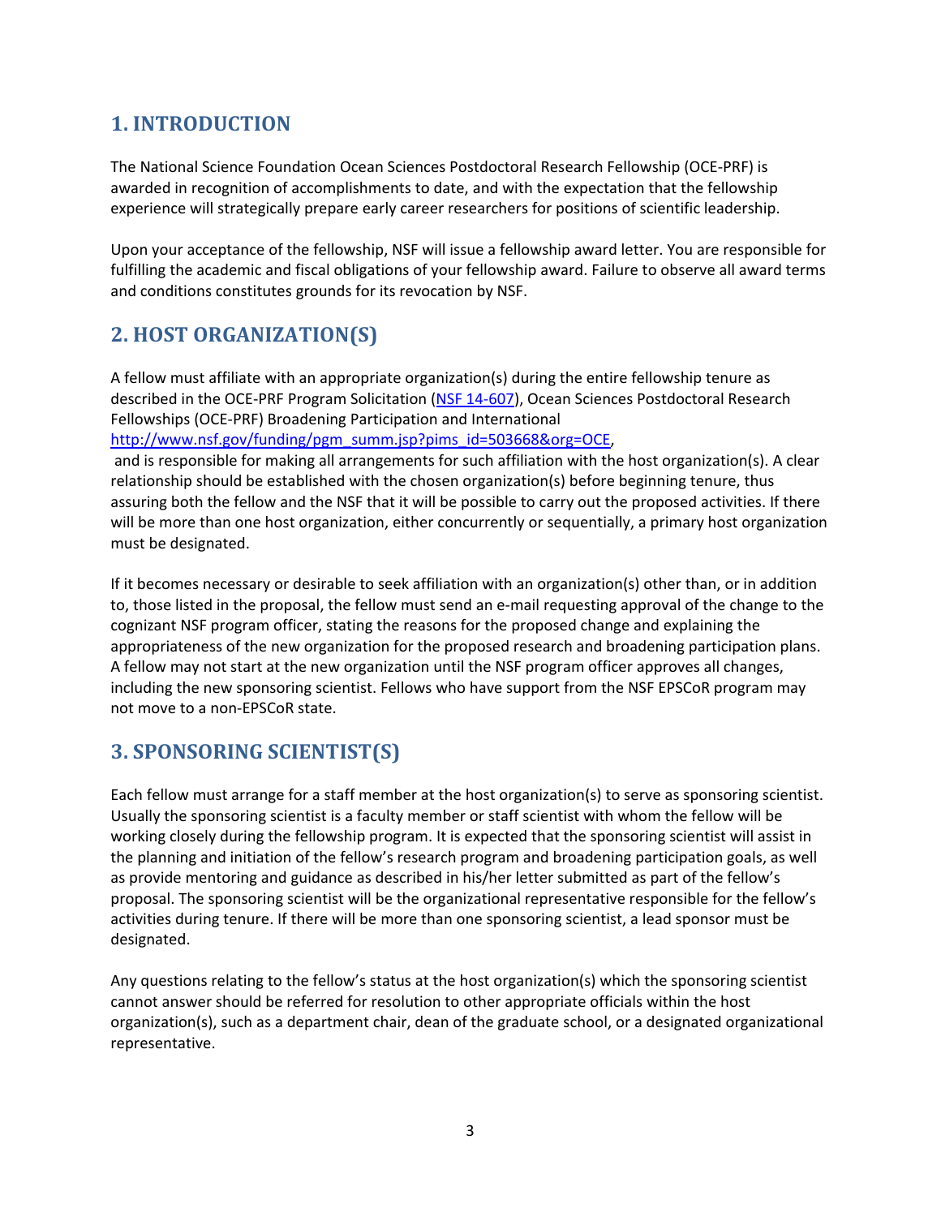## 1. INTRODUCTION

The National Science Foundation Ocean Sciences Postdoctoral Research Fellowship (OCE-PRF) is awarded in recognition of accomplishments to date, and with the expectation that the fellowship experience will strategically prepare early career researchers for positions of scientific leadership.

Upon your acceptance of the fellowship, NSF will issue a fellowship award letter. You are responsible for fulfilling the academic and fiscal obligations of your fellowship award. Failure to observe all award terms and conditions constitutes grounds for its revocation by NSF.

## 2. HOST ORGANIZATION(S)

A fellow must affiliate with an appropriate organization(s) during the entire fellowship tenure as described in the OCE-PRF Program Solicitation (NSF 14-607), Ocean Sciences Postdoctoral Research Fellowships (OCE-PRF) Broadening Participation and International http://www.nsf.gov/funding/pgm_summ.jsp?pims_id=503668&org=OCE, and is responsible for making all arrangements for such affiliation with the host organization(s). A clear relationship should be established with the chosen organization(s) before beginning tenure, thus assuring both the fellow and the NSF that it will be possible to carry out the proposed activities. If there will be more than one host organization, either concurrently or sequentially, a primary host organization must be designated.

If it becomes necessary or desirable to seek affiliation with an organization(s) other than, or in addition to, those listed in the proposal, the fellow must send an e-mail requesting approval of the change to the cognizant NSF program officer, stating the reasons for the proposed change and explaining the appropriateness of the new organization for the proposed research and broadening participation plans. A fellow may not start at the new organization until the NSF program officer approves all changes, including the new sponsoring scientist. Fellows who have support from the NSF EPSCoR program may not move to a non-EPSCoR state.

## 3. SPONSORING SCIENTIST(S)

Each fellow must arrange for a staff member at the host organization(s) to serve as sponsoring scientist. Usually the sponsoring scientist is a faculty member or staff scientist with whom the fellow will be working closely during the fellowship program. It is expected that the sponsoring scientist will assist in the planning and initiation of the fellow's research program and broadening participation goals, as well as provide mentoring and guidance as described in his/her letter submitted as part of the fellow's proposal. The sponsoring scientist will be the organizational representative responsible for the fellow's activities during tenure. If there will be more than one sponsoring scientist, a lead sponsor must be designated.

Any questions relating to the fellow's status at the host organization(s) which the sponsoring scientist cannot answer should be referred for resolution to other appropriate officials within the host organization(s), such as a department chair, dean of the graduate school, or a designated organizational representative.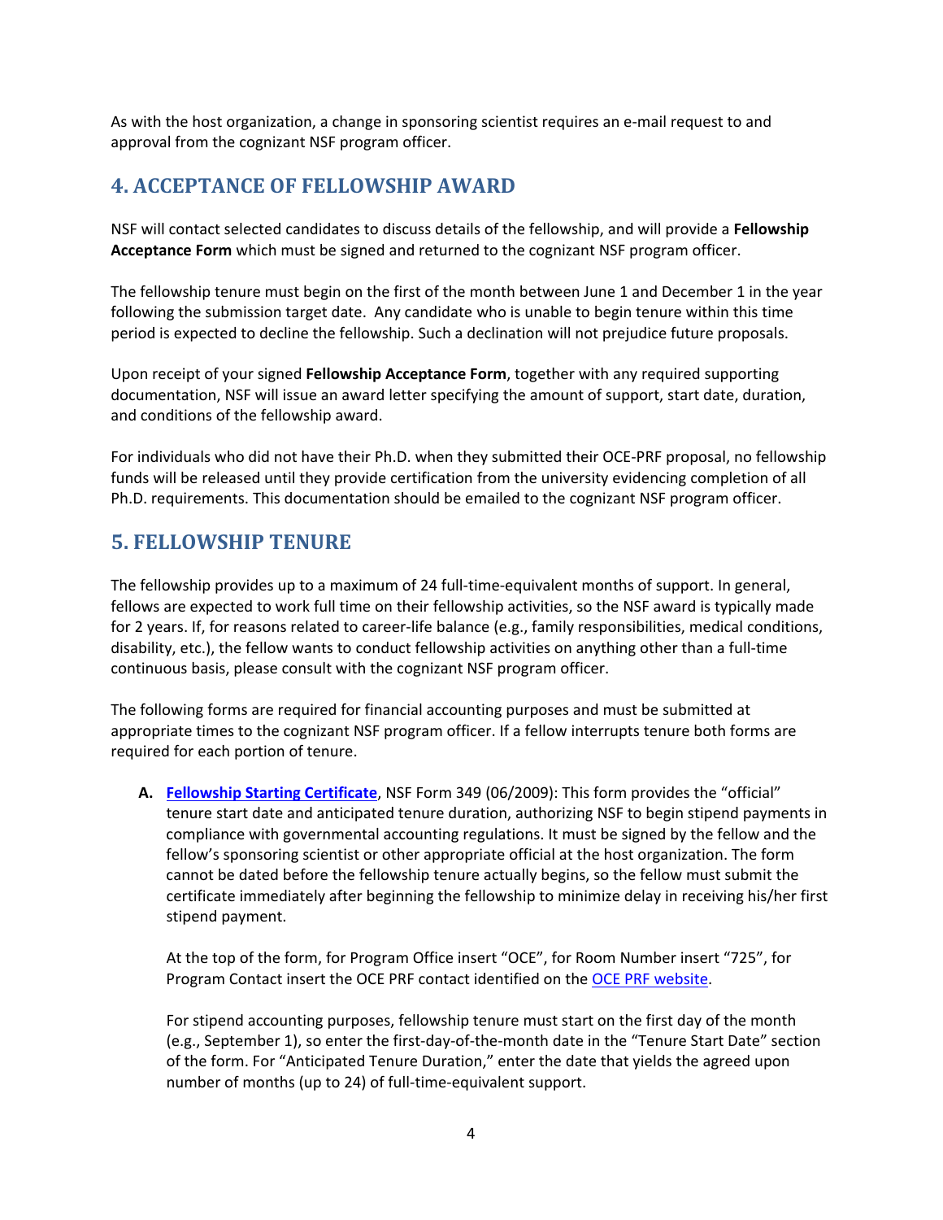As with the host organization, a change in sponsoring scientist requires an e-mail request to and approval from the cognizant NSF program officer.

## 4. ACCEPTANCE OF FELLOWSHIP AWARD

NSF will contact selected candidates to discuss details of the fellowship, and will provide a **Fellowship Acceptance Form** which must be signed and returned to the cognizant NSF program officer.

The fellowship tenure must begin on the first of the month between June 1 and December 1 in the year following the submission target date. Any candidate who is unable to begin tenure within this time period is expected to decline the fellowship. Such a declination will not prejudice future proposals.

Upon receipt of your signed **Fellowship Acceptance Form**, together with any required supporting documentation, NSF will issue an award letter specifying the amount of support, start date, duration, and conditions of the fellowship award.

For individuals who did not have their Ph.D. when they submitted their OCE-PRF proposal, no fellowship funds will be released until they provide certification from the university evidencing completion of all Ph.D. requirements. This documentation should be emailed to the cognizant NSF program officer.

## 5. FELLOWSHIP TENURE

The fellowship provides up to a maximum of 24 full-time-equivalent months of support. In general, fellows are expected to work full time on their fellowship activities, so the NSF award is typically made for 2 years. If, for reasons related to career-life balance (e.g., family responsibilities, medical conditions, disability, etc.), the fellow wants to conduct fellowship activities on anything other than a full-time continuous basis, please consult with the cognizant NSF program officer.

The following forms are required for financial accounting purposes and must be submitted at appropriate times to the cognizant NSF program officer. If a fellow interrupts tenure both forms are required for each portion of tenure.

A. **Fellowship Starting Certificate**, NSF Form 349 (06/2009): This form provides the "official" tenure start date and anticipated tenure duration, authorizing NSF to begin stipend payments in compliance with governmental accounting regulations. It must be signed by the fellow and the fellow's sponsoring scientist or other appropriate official at the host organization. The form cannot be dated before the fellowship tenure actually begins, so the fellow must submit the certificate immediately after beginning the fellowship to minimize delay in receiving his/her first stipend payment.

   At the top of the form, for Program Office insert "OCE", for Room Number insert "725", for Program Contact insert the OCE PRF contact identified on the OCE PRF website.

   For stipend accounting purposes, fellowship tenure must start on the first day of the month (e.g., September 1), so enter the first-day-of-the-month date in the "Tenure Start Date" section of the form. For "Anticipated Tenure Duration," enter the date that yields the agreed upon number of months (up to 24) of full-time-equivalent support.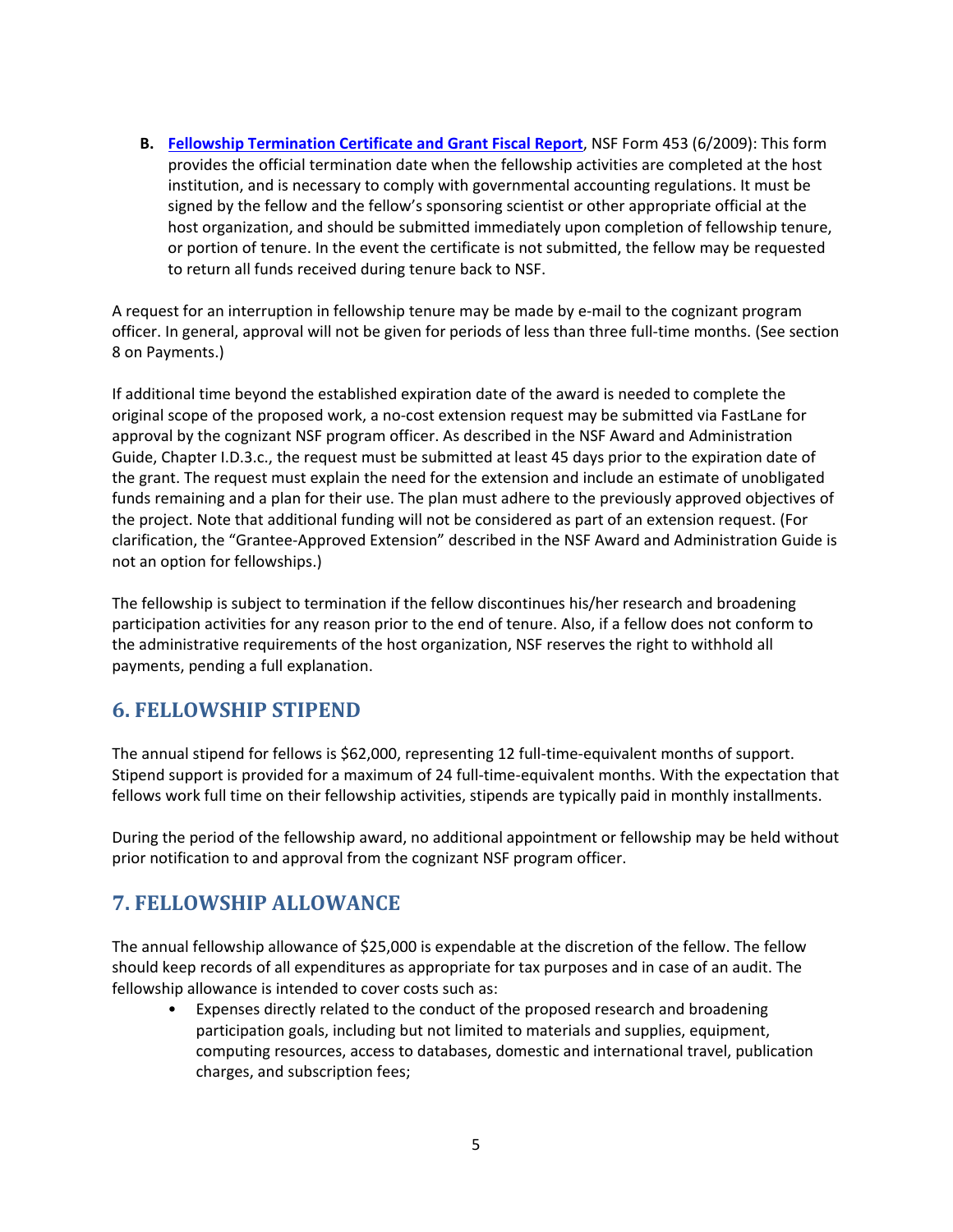**B. Fellowship Termination Certificate and Grant Fiscal Report**, NSF Form 453 (6/2009): This form provides the official termination date when the fellowship activities are completed at the host institution, and is necessary to comply with governmental accounting regulations. It must be signed by the fellow and the fellow's sponsoring scientist or other appropriate official at the host organization, and should be submitted immediately upon completion of fellowship tenure, or portion of tenure. In the event the certificate is not submitted, the fellow may be requested to return all funds received during tenure back to NSF.

A request for an interruption in fellowship tenure may be made by e-mail to the cognizant program officer. In general, approval will not be given for periods of less than three full-time months. (See section 8 on Payments.)

If additional time beyond the established expiration date of the award is needed to complete the original scope of the proposed work, a no-cost extension request may be submitted via FastLane for approval by the cognizant NSF program officer. As described in the NSF Award and Administration Guide, Chapter I.D.3.c., the request must be submitted at least 45 days prior to the expiration date of the grant. The request must explain the need for the extension and include an estimate of unobligated funds remaining and a plan for their use. The plan must adhere to the previously approved objectives of the project. Note that additional funding will not be considered as part of an extension request. (For clarification, the "Grantee-Approved Extension" described in the NSF Award and Administration Guide is not an option for fellowships.)

The fellowship is subject to termination if the fellow discontinues his/her research and broadening participation activities for any reason prior to the end of tenure. Also, if a fellow does not conform to the administrative requirements of the host organization, NSF reserves the right to withhold all payments, pending a full explanation.

## 6. FELLOWSHIP STIPEND

The annual stipend for fellows is $62,000, representing 12 full-time-equivalent months of support. Stipend support is provided for a maximum of 24 full-time-equivalent months. With the expectation that fellows work full time on their fellowship activities, stipends are typically paid in monthly installments.

During the period of the fellowship award, no additional appointment or fellowship may be held without prior notification to and approval from the cognizant NSF program officer.

## 7. FELLOWSHIP ALLOWANCE

The annual fellowship allowance of $25,000 is expendable at the discretion of the fellow. The fellow should keep records of all expenditures as appropriate for tax purposes and in case of an audit. The fellowship allowance is intended to cover costs such as:

- Expenses directly related to the conduct of the proposed research and broadening participation goals, including but not limited to materials and supplies, equipment, computing resources, access to databases, domestic and international travel, publication charges, and subscription fees;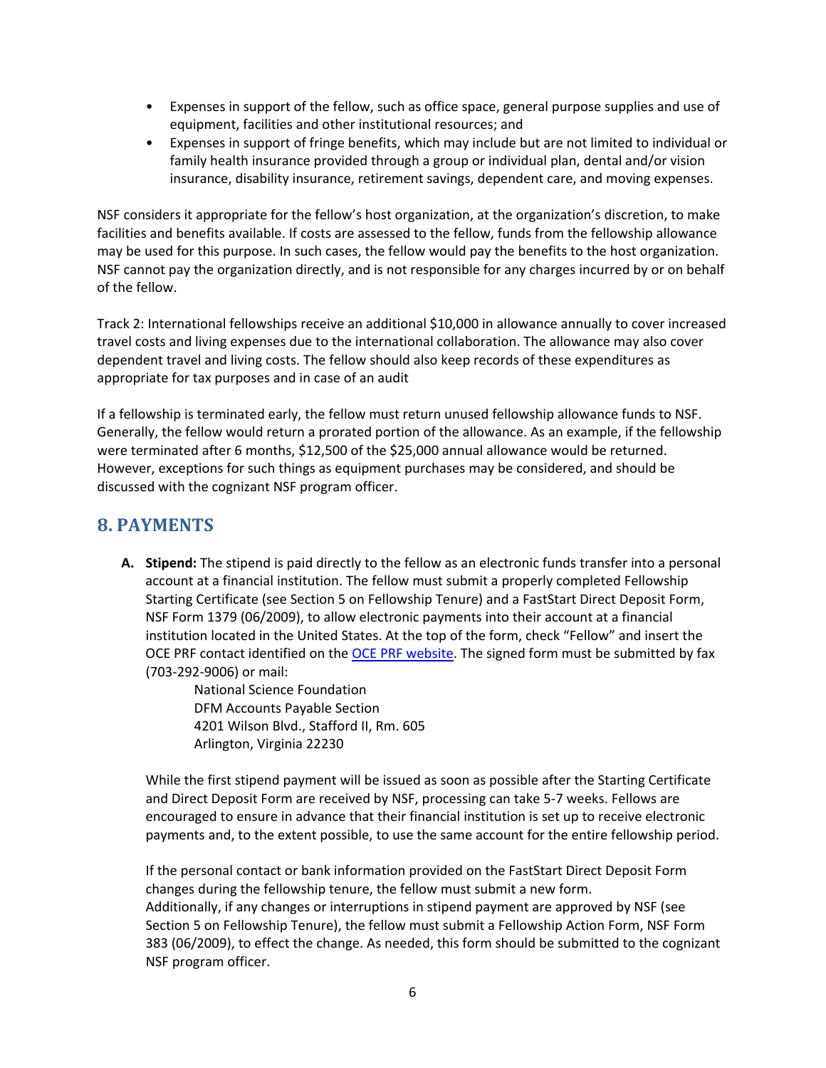- Expenses in support of the fellow, such as office space, general purpose supplies and use of equipment, facilities and other institutional resources; and
- Expenses in support of fringe benefits, which may include but are not limited to individual or family health insurance provided through a group or individual plan, dental and/or vision insurance, disability insurance, retirement savings, dependent care, and moving expenses.

NSF considers it appropriate for the fellow's host organization, at the organization's discretion, to make facilities and benefits available. If costs are assessed to the fellow, funds from the fellowship allowance may be used for this purpose. In such cases, the fellow would pay the benefits to the host organization. NSF cannot pay the organization directly, and is not responsible for any charges incurred by or on behalf of the fellow.

Track 2: International fellowships receive an additional $10,000 in allowance annually to cover increased travel costs and living expenses due to the international collaboration. The allowance may also cover dependent travel and living costs. The fellow should also keep records of these expenditures as appropriate for tax purposes and in case of an audit

If a fellowship is terminated early, the fellow must return unused fellowship allowance funds to NSF. Generally, the fellow would return a prorated portion of the allowance. As an example, if the fellowship were terminated after 6 months, $12,500 of the $25,000 annual allowance would be returned. However, exceptions for such things as equipment purchases may be considered, and should be discussed with the cognizant NSF program officer.

## 8. PAYMENTS

**A. Stipend:** The stipend is paid directly to the fellow as an electronic funds transfer into a personal account at a financial institution. The fellow must submit a properly completed Fellowship Starting Certificate (see Section 5 on Fellowship Tenure) and a FastStart Direct Deposit Form, NSF Form 1379 (06/2009), to allow electronic payments into their account at a financial institution located in the United States. At the top of the form, check "Fellow" and insert the OCE PRF contact identified on the OCE PRF website. The signed form must be submitted by fax (703-292-9006) or mail:

National Science Foundation
DFM Accounts Payable Section
4201 Wilson Blvd., Stafford II, Rm. 605
Arlington, Virginia 22230

While the first stipend payment will be issued as soon as possible after the Starting Certificate and Direct Deposit Form are received by NSF, processing can take 5-7 weeks. Fellows are encouraged to ensure in advance that their financial institution is set up to receive electronic payments and, to the extent possible, to use the same account for the entire fellowship period.

If the personal contact or bank information provided on the FastStart Direct Deposit Form changes during the fellowship tenure, the fellow must submit a new form.
Additionally, if any changes or interruptions in stipend payment are approved by NSF (see Section 5 on Fellowship Tenure), the fellow must submit a Fellowship Action Form, NSF Form 383 (06/2009), to effect the change. As needed, this form should be submitted to the cognizant NSF program officer.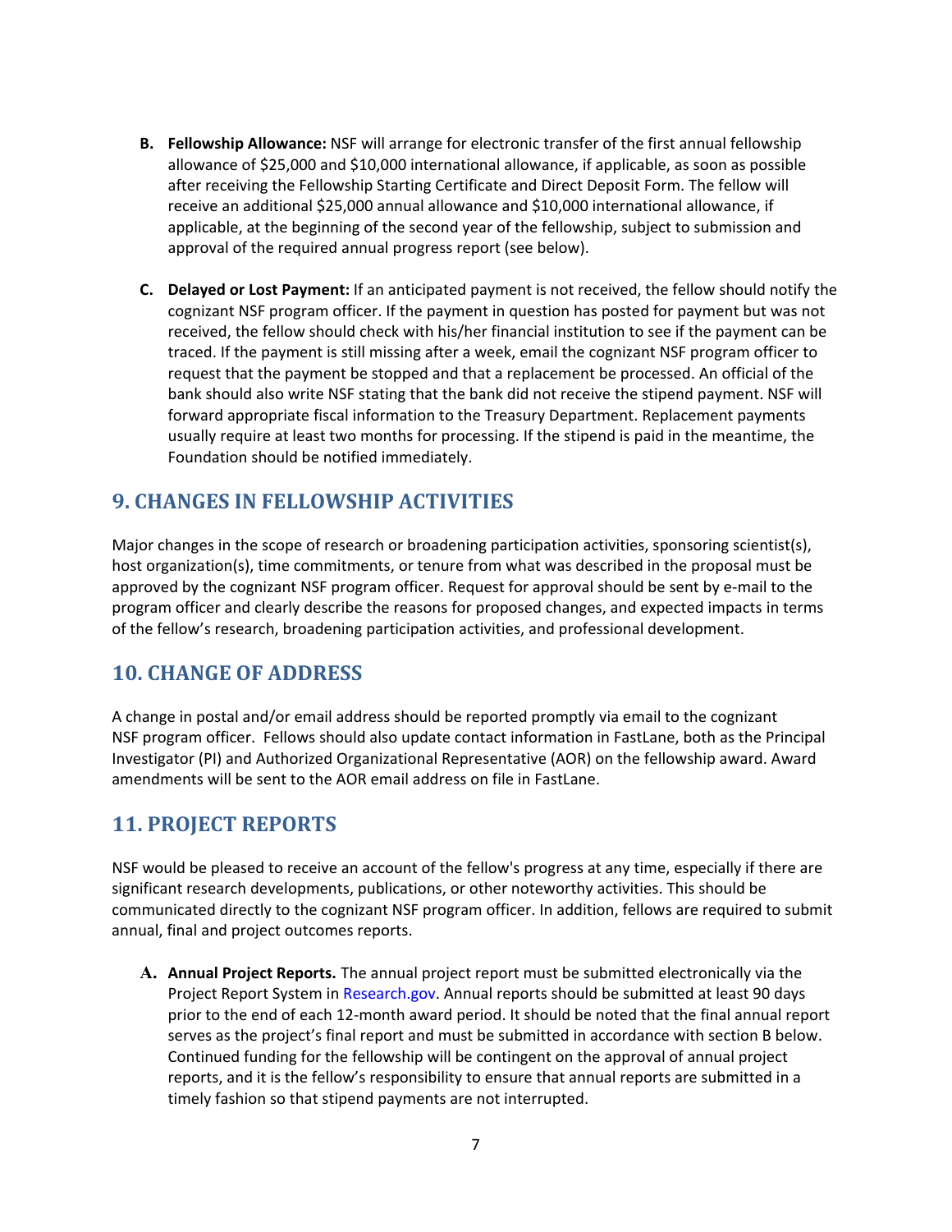B. **Fellowship Allowance:** NSF will arrange for electronic transfer of the first annual fellowship allowance of $25,000 and $10,000 international allowance, if applicable, as soon as possible after receiving the Fellowship Starting Certificate and Direct Deposit Form. The fellow will receive an additional $25,000 annual allowance and $10,000 international allowance, if applicable, at the beginning of the second year of the fellowship, subject to submission and approval of the required annual progress report (see below).

C. **Delayed or Lost Payment:** If an anticipated payment is not received, the fellow should notify the cognizant NSF program officer. If the payment in question has posted for payment but was not received, the fellow should check with his/her financial institution to see if the payment can be traced. If the payment is still missing after a week, email the cognizant NSF program officer to request that the payment be stopped and that a replacement be processed. An official of the bank should also write NSF stating that the bank did not receive the stipend payment. NSF will forward appropriate fiscal information to the Treasury Department. Replacement payments usually require at least two months for processing. If the stipend is paid in the meantime, the Foundation should be notified immediately.

## 9. CHANGES IN FELLOWSHIP ACTIVITIES

Major changes in the scope of research or broadening participation activities, sponsoring scientist(s), host organization(s), time commitments, or tenure from what was described in the proposal must be approved by the cognizant NSF program officer. Request for approval should be sent by e-mail to the program officer and clearly describe the reasons for proposed changes, and expected impacts in terms of the fellow's research, broadening participation activities, and professional development.

## 10. CHANGE OF ADDRESS

A change in postal and/or email address should be reported promptly via email to the cognizant NSF program officer. Fellows should also update contact information in FastLane, both as the Principal Investigator (PI) and Authorized Organizational Representative (AOR) on the fellowship award. Award amendments will be sent to the AOR email address on file in FastLane.

## 11. PROJECT REPORTS

NSF would be pleased to receive an account of the fellow's progress at any time, especially if there are significant research developments, publications, or other noteworthy activities. This should be communicated directly to the cognizant NSF program officer. In addition, fellows are required to submit annual, final and project outcomes reports.

A. **Annual Project Reports.** The annual project report must be submitted electronically via the Project Report System in Research.gov. Annual reports should be submitted at least 90 days prior to the end of each 12-month award period. It should be noted that the final annual report serves as the project's final report and must be submitted in accordance with section B below. Continued funding for the fellowship will be contingent on the approval of annual project reports, and it is the fellow's responsibility to ensure that annual reports are submitted in a timely fashion so that stipend payments are not interrupted.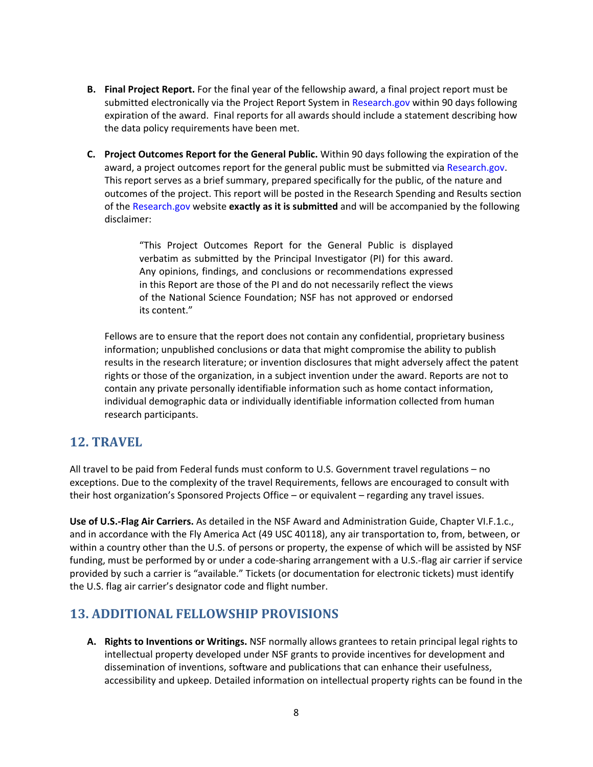**B. Final Project Report.** For the final year of the fellowship award, a final project report must be submitted electronically via the Project Report System in Research.gov within 90 days following expiration of the award. Final reports for all awards should include a statement describing how the data policy requirements have been met.

**C. Project Outcomes Report for the General Public.** Within 90 days following the expiration of the award, a project outcomes report for the general public must be submitted via Research.gov. This report serves as a brief summary, prepared specifically for the public, of the nature and outcomes of the project. This report will be posted in the Research Spending and Results section of the Research.gov website **exactly as it is submitted** and will be accompanied by the following disclaimer:

> "This Project Outcomes Report for the General Public is displayed verbatim as submitted by the Principal Investigator (PI) for this award. Any opinions, findings, and conclusions or recommendations expressed in this Report are those of the PI and do not necessarily reflect the views of the National Science Foundation; NSF has not approved or endorsed its content."

Fellows are to ensure that the report does not contain any confidential, proprietary business information; unpublished conclusions or data that might compromise the ability to publish results in the research literature; or invention disclosures that might adversely affect the patent rights or those of the organization, in a subject invention under the award. Reports are not to contain any private personally identifiable information such as home contact information, individual demographic data or individually identifiable information collected from human research participants.

## 12. TRAVEL

All travel to be paid from Federal funds must conform to U.S. Government travel regulations – no exceptions. Due to the complexity of the travel Requirements, fellows are encouraged to consult with their host organization's Sponsored Projects Office – or equivalent – regarding any travel issues.

**Use of U.S.-Flag Air Carriers.** As detailed in the NSF Award and Administration Guide, Chapter VI.F.1.c., and in accordance with the Fly America Act (49 USC 40118), any air transportation to, from, between, or within a country other than the U.S. of persons or property, the expense of which will be assisted by NSF funding, must be performed by or under a code-sharing arrangement with a U.S.-flag air carrier if service provided by such a carrier is "available." Tickets (or documentation for electronic tickets) must identify the U.S. flag air carrier's designator code and flight number.

## 13. ADDITIONAL FELLOWSHIP PROVISIONS

**A. Rights to Inventions or Writings.** NSF normally allows grantees to retain principal legal rights to intellectual property developed under NSF grants to provide incentives for development and dissemination of inventions, software and publications that can enhance their usefulness, accessibility and upkeep. Detailed information on intellectual property rights can be found in the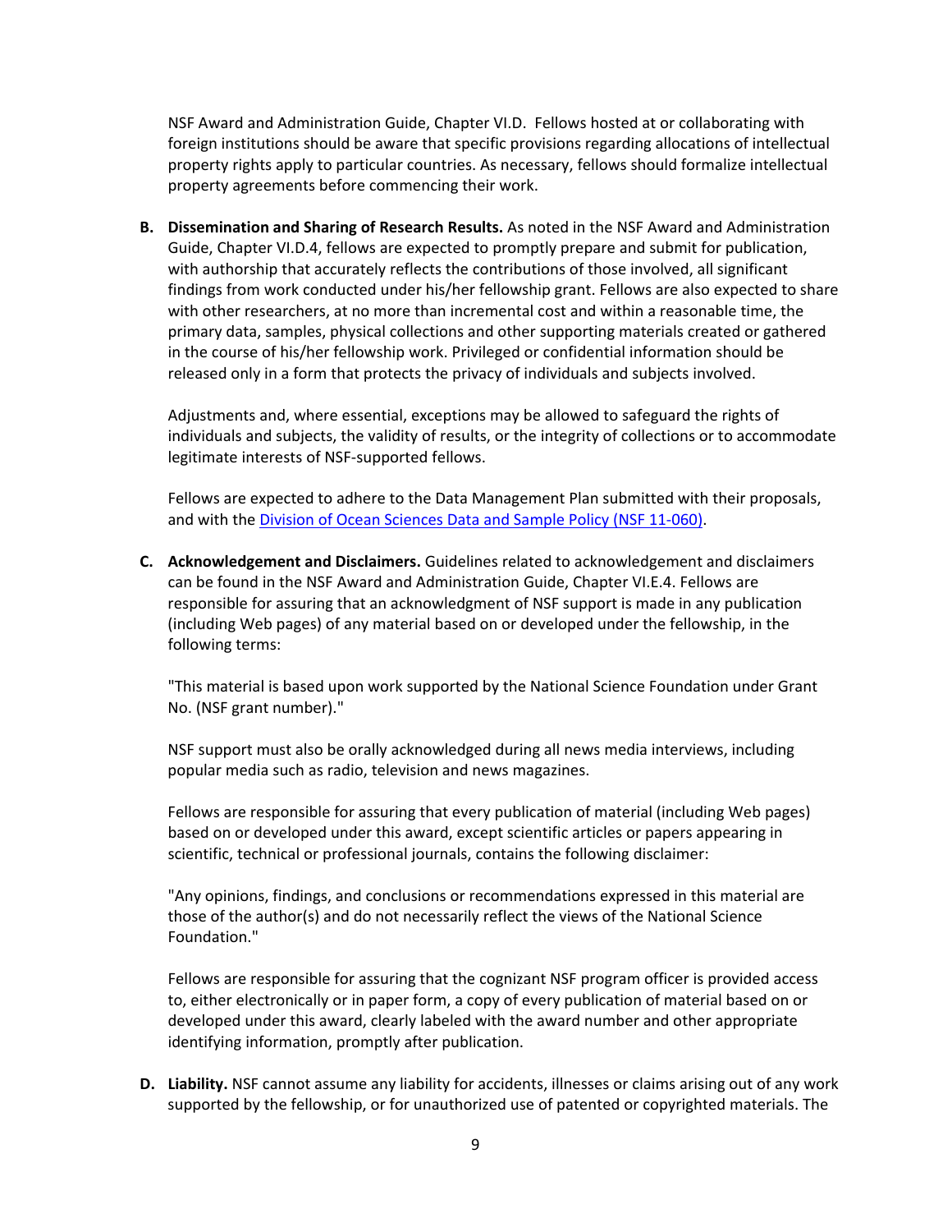NSF Award and Administration Guide, Chapter VI.D. Fellows hosted at or collaborating with foreign institutions should be aware that specific provisions regarding allocations of intellectual property rights apply to particular countries. As necessary, fellows should formalize intellectual property agreements before commencing their work.

**B. Dissemination and Sharing of Research Results.** As noted in the NSF Award and Administration Guide, Chapter VI.D.4, fellows are expected to promptly prepare and submit for publication, with authorship that accurately reflects the contributions of those involved, all significant findings from work conducted under his/her fellowship grant. Fellows are also expected to share with other researchers, at no more than incremental cost and within a reasonable time, the primary data, samples, physical collections and other supporting materials created or gathered in the course of his/her fellowship work. Privileged or confidential information should be released only in a form that protects the privacy of individuals and subjects involved.

Adjustments and, where essential, exceptions may be allowed to safeguard the rights of individuals and subjects, the validity of results, or the integrity of collections or to accommodate legitimate interests of NSF-supported fellows.

Fellows are expected to adhere to the Data Management Plan submitted with their proposals, and with the Division of Ocean Sciences Data and Sample Policy (NSF 11-060).

**C. Acknowledgement and Disclaimers.** Guidelines related to acknowledgement and disclaimers can be found in the NSF Award and Administration Guide, Chapter VI.E.4. Fellows are responsible for assuring that an acknowledgment of NSF support is made in any publication (including Web pages) of any material based on or developed under the fellowship, in the following terms:

"This material is based upon work supported by the National Science Foundation under Grant No. (NSF grant number)."

NSF support must also be orally acknowledged during all news media interviews, including popular media such as radio, television and news magazines.

Fellows are responsible for assuring that every publication of material (including Web pages) based on or developed under this award, except scientific articles or papers appearing in scientific, technical or professional journals, contains the following disclaimer:

"Any opinions, findings, and conclusions or recommendations expressed in this material are those of the author(s) and do not necessarily reflect the views of the National Science Foundation."

Fellows are responsible for assuring that the cognizant NSF program officer is provided access to, either electronically or in paper form, a copy of every publication of material based on or developed under this award, clearly labeled with the award number and other appropriate identifying information, promptly after publication.

**D. Liability.** NSF cannot assume any liability for accidents, illnesses or claims arising out of any work supported by the fellowship, or for unauthorized use of patented or copyrighted materials. The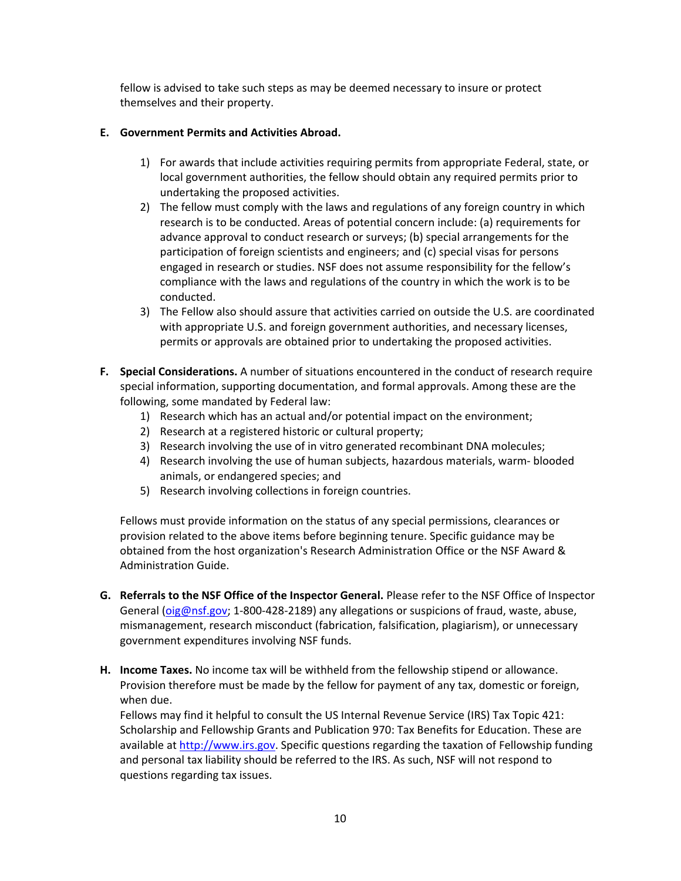fellow is advised to take such steps as may be deemed necessary to insure or protect themselves and their property.

**E. Government Permits and Activities Abroad.**

1) For awards that include activities requiring permits from appropriate Federal, state, or local government authorities, the fellow should obtain any required permits prior to undertaking the proposed activities.
2) The fellow must comply with the laws and regulations of any foreign country in which research is to be conducted. Areas of potential concern include: (a) requirements for advance approval to conduct research or surveys; (b) special arrangements for the participation of foreign scientists and engineers; and (c) special visas for persons engaged in research or studies. NSF does not assume responsibility for the fellow's compliance with the laws and regulations of the country in which the work is to be conducted.
3) The Fellow also should assure that activities carried on outside the U.S. are coordinated with appropriate U.S. and foreign government authorities, and necessary licenses, permits or approvals are obtained prior to undertaking the proposed activities.

**F. Special Considerations.** A number of situations encountered in the conduct of research require special information, supporting documentation, and formal approvals. Among these are the following, some mandated by Federal law:

1) Research which has an actual and/or potential impact on the environment;
2) Research at a registered historic or cultural property;
3) Research involving the use of in vitro generated recombinant DNA molecules;
4) Research involving the use of human subjects, hazardous materials, warm- blooded animals, or endangered species; and
5) Research involving collections in foreign countries.

Fellows must provide information on the status of any special permissions, clearances or provision related to the above items before beginning tenure. Specific guidance may be obtained from the host organization's Research Administration Office or the NSF Award & Administration Guide.

**G. Referrals to the NSF Office of the Inspector General.** Please refer to the NSF Office of Inspector General (oig@nsf.gov; 1-800-428-2189) any allegations or suspicions of fraud, waste, abuse, mismanagement, research misconduct (fabrication, falsification, plagiarism), or unnecessary government expenditures involving NSF funds.

**H. Income Taxes.** No income tax will be withheld from the fellowship stipend or allowance. Provision therefore must be made by the fellow for payment of any tax, domestic or foreign, when due.

Fellows may find it helpful to consult the US Internal Revenue Service (IRS) Tax Topic 421: Scholarship and Fellowship Grants and Publication 970: Tax Benefits for Education. These are available at http://www.irs.gov. Specific questions regarding the taxation of Fellowship funding and personal tax liability should be referred to the IRS. As such, NSF will not respond to questions regarding tax issues.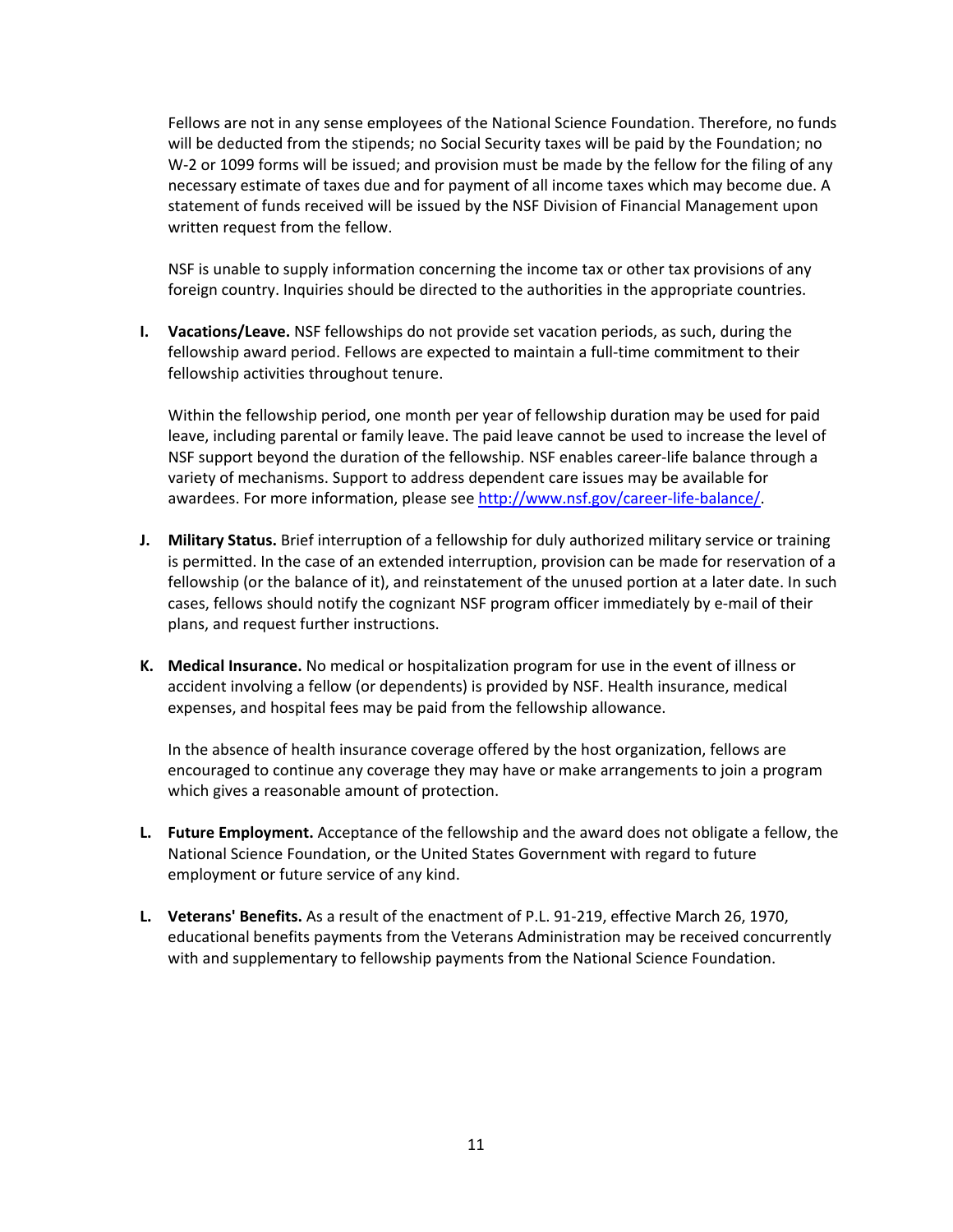Fellows are not in any sense employees of the National Science Foundation. Therefore, no funds will be deducted from the stipends; no Social Security taxes will be paid by the Foundation; no W-2 or 1099 forms will be issued; and provision must be made by the fellow for the filing of any necessary estimate of taxes due and for payment of all income taxes which may become due. A statement of funds received will be issued by the NSF Division of Financial Management upon written request from the fellow.

NSF is unable to supply information concerning the income tax or other tax provisions of any foreign country. Inquiries should be directed to the authorities in the appropriate countries.

**I. Vacations/Leave.** NSF fellowships do not provide set vacation periods, as such, during the fellowship award period. Fellows are expected to maintain a full-time commitment to their fellowship activities throughout tenure.

Within the fellowship period, one month per year of fellowship duration may be used for paid leave, including parental or family leave. The paid leave cannot be used to increase the level of NSF support beyond the duration of the fellowship. NSF enables career-life balance through a variety of mechanisms. Support to address dependent care issues may be available for awardees. For more information, please see [http://www.nsf.gov/career-life-balance/](http://www.nsf.gov/career-life-balance/).

**J. Military Status.** Brief interruption of a fellowship for duly authorized military service or training is permitted. In the case of an extended interruption, provision can be made for reservation of a fellowship (or the balance of it), and reinstatement of the unused portion at a later date. In such cases, fellows should notify the cognizant NSF program officer immediately by e-mail of their plans, and request further instructions.

**K. Medical Insurance.** No medical or hospitalization program for use in the event of illness or accident involving a fellow (or dependents) is provided by NSF. Health insurance, medical expenses, and hospital fees may be paid from the fellowship allowance.

In the absence of health insurance coverage offered by the host organization, fellows are encouraged to continue any coverage they may have or make arrangements to join a program which gives a reasonable amount of protection.

**L. Future Employment.** Acceptance of the fellowship and the award does not obligate a fellow, the National Science Foundation, or the United States Government with regard to future employment or future service of any kind.

**L. Veterans' Benefits.** As a result of the enactment of P.L. 91-219, effective March 26, 1970, educational benefits payments from the Veterans Administration may be received concurrently with and supplementary to fellowship payments from the National Science Foundation.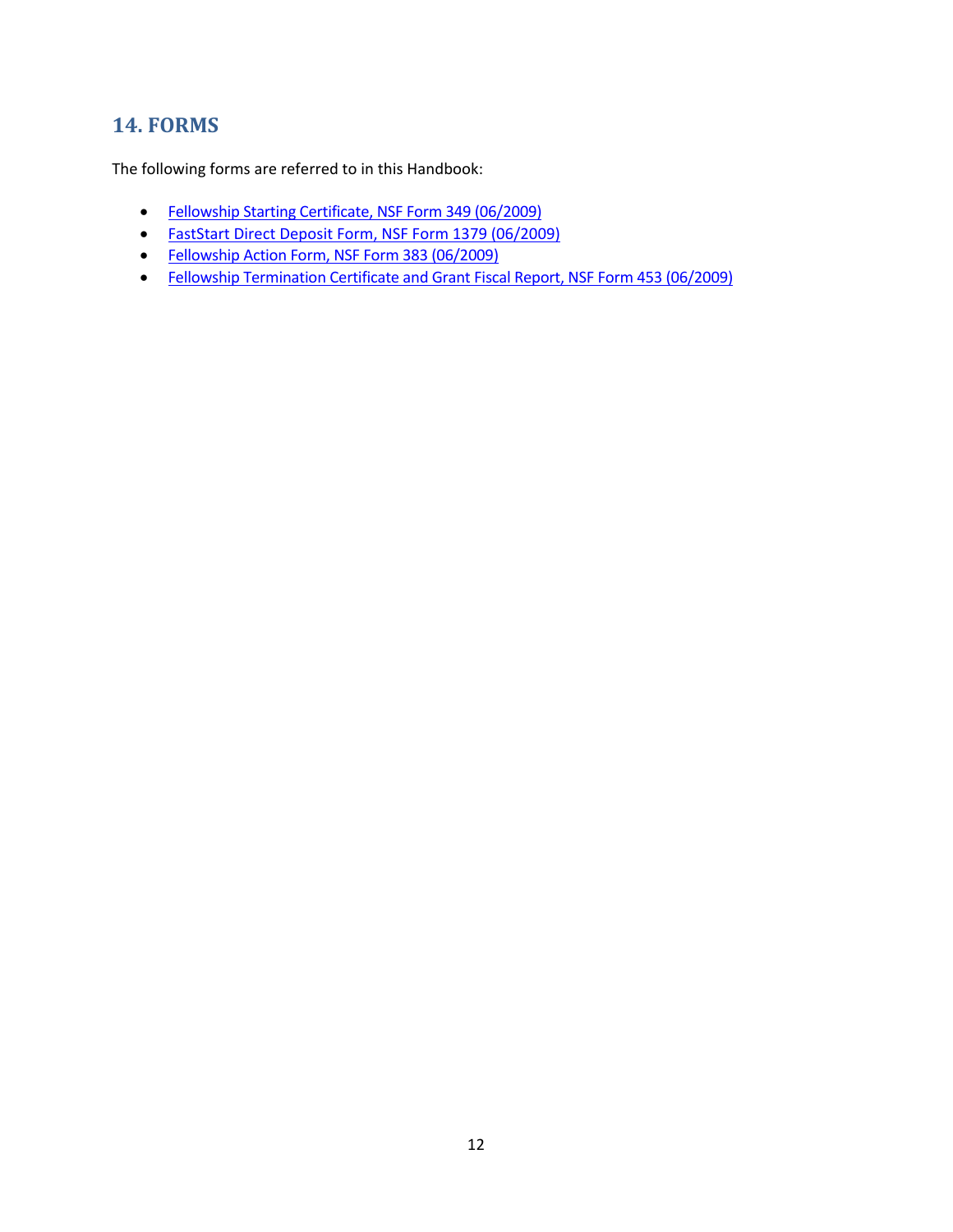## 14. FORMS

The following forms are referred to in this Handbook:

- Fellowship Starting Certificate, NSF Form 349 (06/2009)
- FastStart Direct Deposit Form, NSF Form 1379 (06/2009)
- Fellowship Action Form, NSF Form 383 (06/2009)
- Fellowship Termination Certificate and Grant Fiscal Report, NSF Form 453 (06/2009)